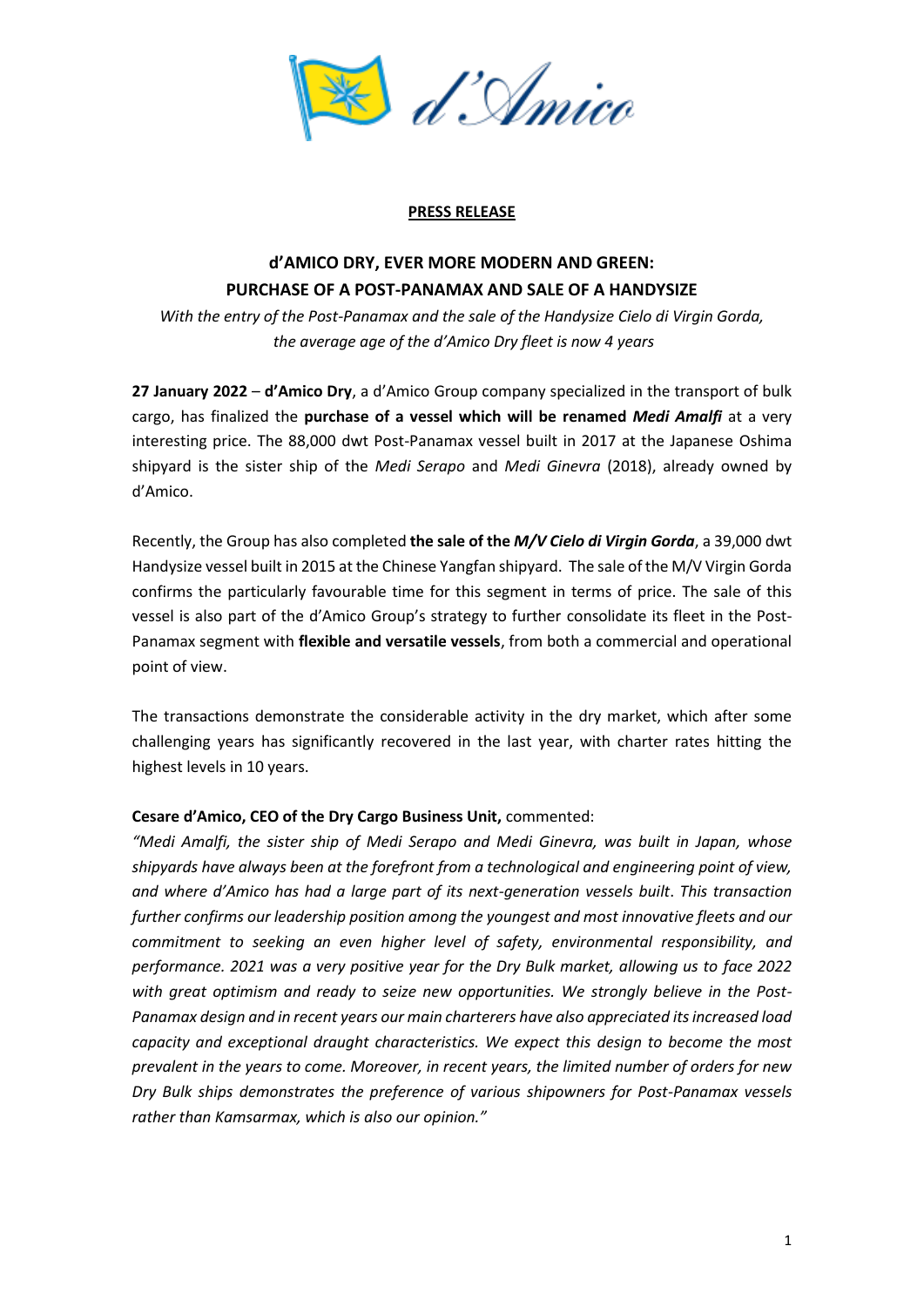**PRESS RELEASE**

# d'AMICO DRY, EVER MORE MODERN AND GREEN: PURCHASE OF A POST-PANAMAX AND SALE OF A HANDYSIZE

*With the entry of the Post-Panamax and the sale of the Handysize Cielo di Virgin Gorda, the average age of the d'Amico Dry fleet is now 4 years*

**27 January 2022** – **d'Amico Dry**, a d'Amico Group company specialized in the transport of bulk cargo, has finalized the **purchase of a vessel which will be renamed *Medi Amalfi*** at a very interesting price. The 88,000 dwt Post-Panamax vessel built in 2017 at the Japanese Oshima shipyard is the sister ship of the *Medi Serapo* and *Medi Ginevra* (2018), already owned by d'Amico.

Recently, the Group has also completed **the sale of the *M/V Cielo di Virgin Gorda***, a 39,000 dwt Handysize vessel built in 2015 at the Chinese Yangfan shipyard. The sale of the M/V Virgin Gorda confirms the particularly favourable time for this segment in terms of price. The sale of this vessel is also part of the d'Amico Group's strategy to further consolidate its fleet in the Post-Panamax segment with **flexible and versatile vessels**, from both a commercial and operational point of view.

The transactions demonstrate the considerable activity in the dry market, which after some challenging years has significantly recovered in the last year, with charter rates hitting the highest levels in 10 years.

**Cesare d'Amico, CEO of the Dry Cargo Business Unit,** commented:

*"Medi Amalfi, the sister ship of Medi Serapo and Medi Ginevra, was built in Japan, whose shipyards have always been at the forefront from a technological and engineering point of view, and where d'Amico has had a large part of its next-generation vessels built. This transaction further confirms our leadership position among the youngest and most innovative fleets and our commitment to seeking an even higher level of safety, environmental responsibility, and performance. 2021 was a very positive year for the Dry Bulk market, allowing us to face 2022 with great optimism and ready to seize new opportunities. We strongly believe in the Post-Panamax design and in recent years our main charterers have also appreciated its increased load capacity and exceptional draught characteristics. We expect this design to become the most prevalent in the years to come. Moreover, in recent years, the limited number of orders for new Dry Bulk ships demonstrates the preference of various shipowners for Post-Panamax vessels rather than Kamsarmax, which is also our opinion."*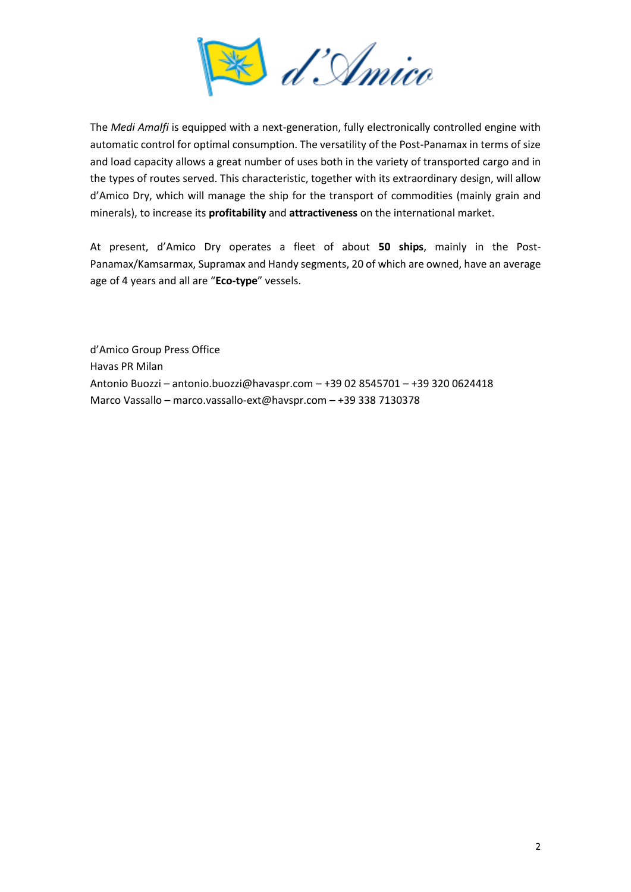The *Medi Amalfi* is equipped with a next-generation, fully electronically controlled engine with automatic control for optimal consumption. The versatility of the Post-Panamax in terms of size and load capacity allows a great number of uses both in the variety of transported cargo and in the types of routes served. This characteristic, together with its extraordinary design, will allow d'Amico Dry, which will manage the ship for the transport of commodities (mainly grain and minerals), to increase its **profitability** and **attractiveness** on the international market.

At present, d'Amico Dry operates a fleet of about **50 ships**, mainly in the Post-Panamax/Kamsarmax, Supramax and Handy segments, 20 of which are owned, have an average age of 4 years and all are "**Eco-type**" vessels.

d'Amico Group Press Office
Havas PR Milan
Antonio Buozzi – antonio.buozzi@havaspr.com – +39 02 8545701 – +39 320 0624418
Marco Vassallo – marco.vassallo-ext@havspr.com – +39 338 7130378